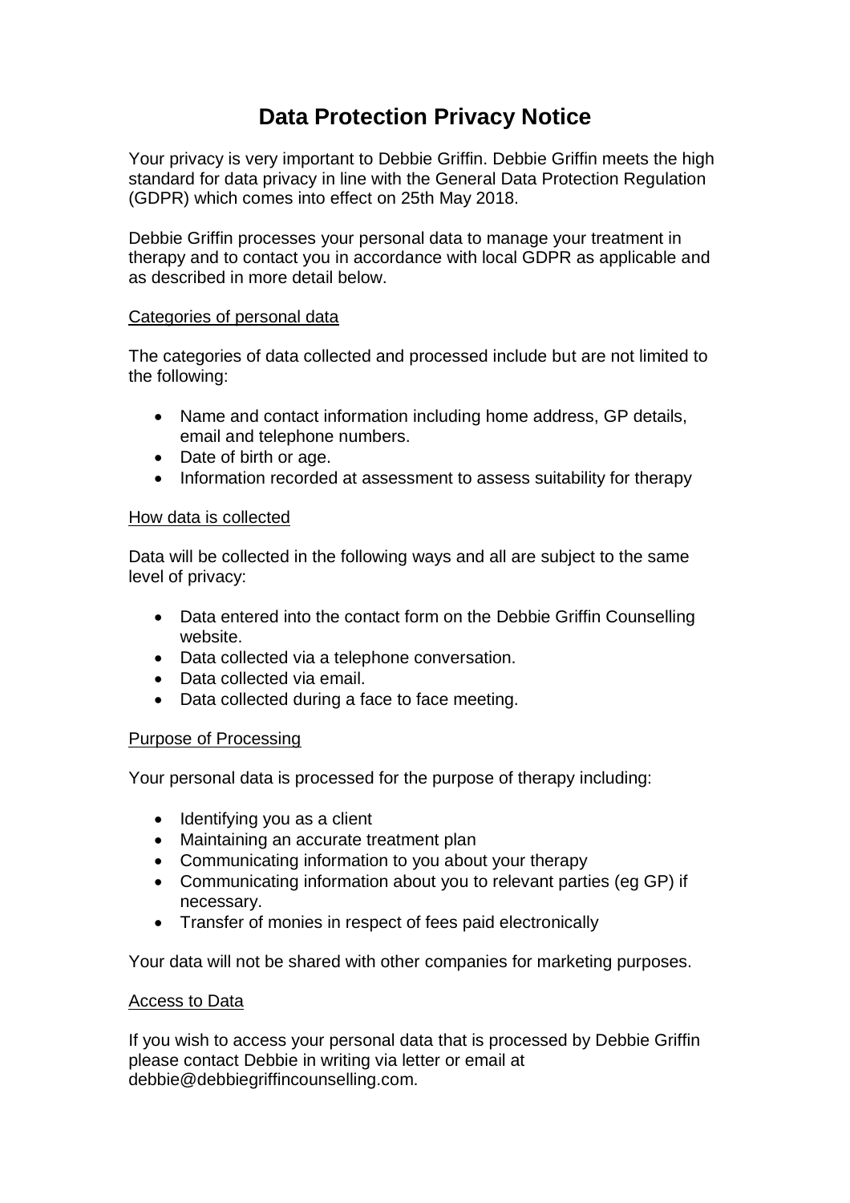# Data Protection Privacy Notice

Your privacy is very important to Debbie Griffin. Debbie Griffin meets the high standard for data privacy in line with the General Data Protection Regulation (GDPR) which comes into effect on 25th May 2018.

Debbie Griffin processes your personal data to manage your treatment in therapy and to contact you in accordance with local GDPR as applicable and as described in more detail below.

## Categories of personal data

The categories of data collected and processed include but are not limited to the following:

- Name and contact information including home address, GP details, email and telephone numbers.
- Date of birth or age.
- Information recorded at assessment to assess suitability for therapy

## How data is collected

Data will be collected in the following ways and all are subject to the same level of privacy:

- Data entered into the contact form on the Debbie Griffin Counselling website.
- Data collected via a telephone conversation.
- Data collected via email.
- Data collected during a face to face meeting.

## Purpose of Processing

Your personal data is processed for the purpose of therapy including:

- Identifying you as a client
- Maintaining an accurate treatment plan
- Communicating information to you about your therapy
- Communicating information about you to relevant parties (eg GP) if necessary.
- Transfer of monies in respect of fees paid electronically

Your data will not be shared with other companies for marketing purposes.

## Access to Data

If you wish to access your personal data that is processed by Debbie Griffin please contact Debbie in writing via letter or email at debbie@debbiegriffincounselling.com.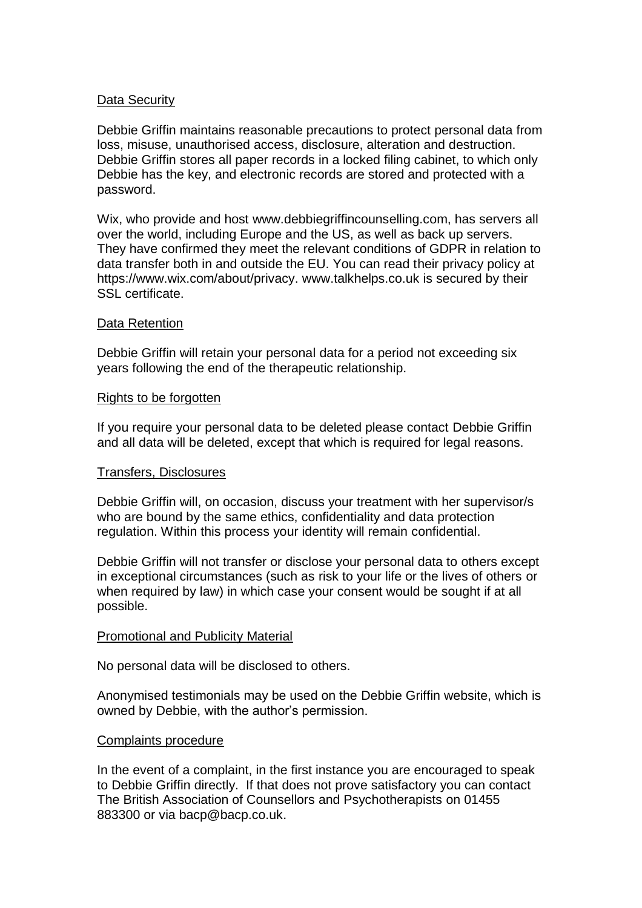## Data Security

Debbie Griffin maintains reasonable precautions to protect personal data from loss, misuse, unauthorised access, disclosure, alteration and destruction. Debbie Griffin stores all paper records in a locked filing cabinet, to which only Debbie has the key, and electronic records are stored and protected with a password.

Wix, who provide and host www.debbiegriffincounselling.com, has servers all over the world, including Europe and the US, as well as back up servers. They have confirmed they meet the relevant conditions of GDPR in relation to data transfer both in and outside the EU. You can read their privacy policy at https://www.wix.com/about/privacy. www.talkhelps.co.uk is secured by their SSL certificate.

## Data Retention

Debbie Griffin will retain your personal data for a period not exceeding six years following the end of the therapeutic relationship.

## Rights to be forgotten

If you require your personal data to be deleted please contact Debbie Griffin and all data will be deleted, except that which is required for legal reasons.

## Transfers, Disclosures

Debbie Griffin will, on occasion, discuss your treatment with her supervisor/s who are bound by the same ethics, confidentiality and data protection regulation. Within this process your identity will remain confidential.

Debbie Griffin will not transfer or disclose your personal data to others except in exceptional circumstances (such as risk to your life or the lives of others or when required by law) in which case your consent would be sought if at all possible.

## Promotional and Publicity Material

No personal data will be disclosed to others.

Anonymised testimonials may be used on the Debbie Griffin website, which is owned by Debbie, with the author's permission.

## Complaints procedure

In the event of a complaint, in the first instance you are encouraged to speak to Debbie Griffin directly. If that does not prove satisfactory you can contact The British Association of Counsellors and Psychotherapists on 01455 883300 or via bacp@bacp.co.uk.